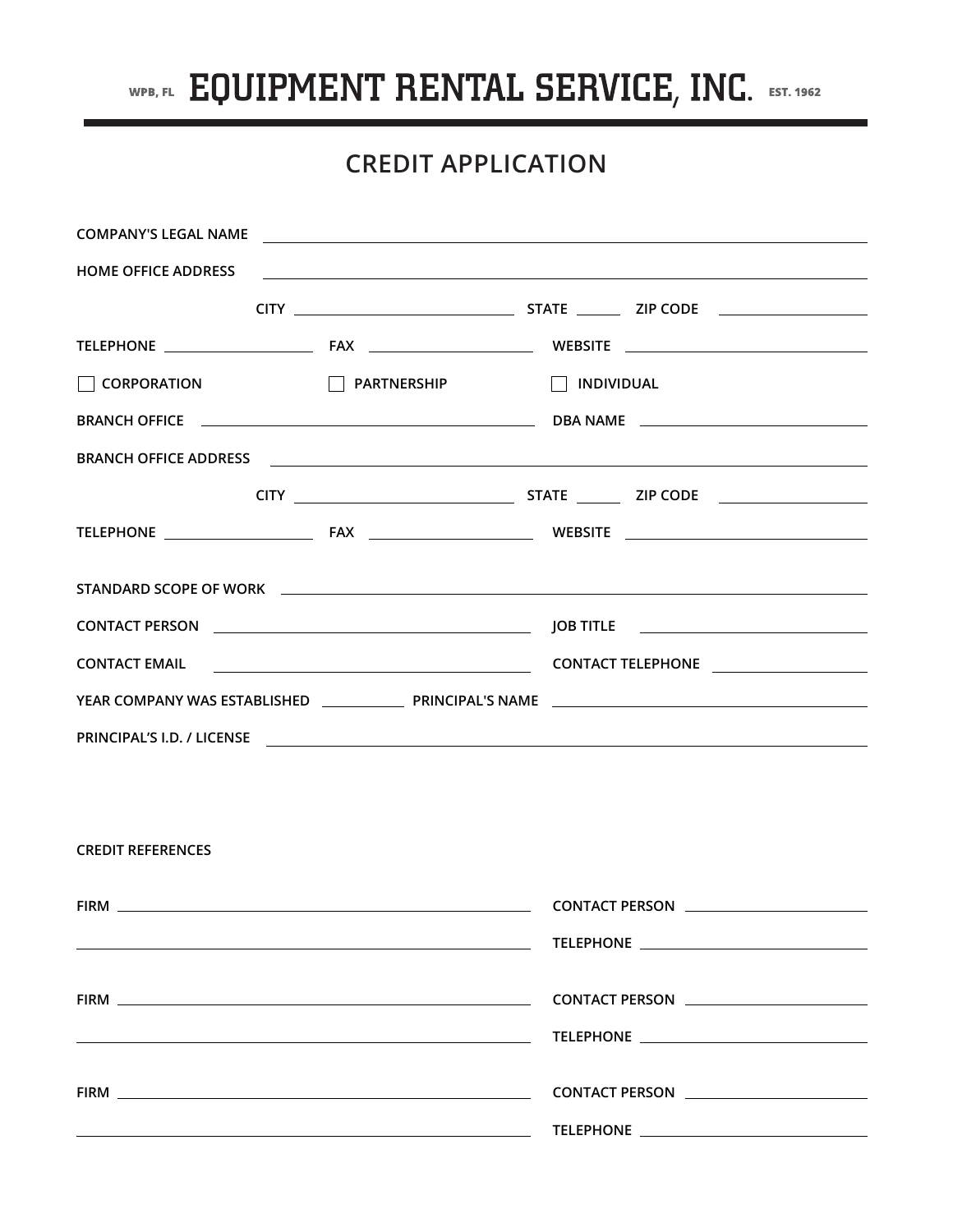WPB, FL **EQUIPMENT RENTAL SERVICE, INC.** EST. 1962

# CREDIT APPLICATION

**COMPANY'S LEGAL NAME** ______________________________

**HOME OFFICE ADDRESS** ______________________________

**CITY** ______________ **STATE** ______ **ZIP CODE** ______________

**TELEPHONE** ______________ **FAX** ______________ **WEBSITE** ______________

☐ **CORPORATION** ☐ **PARTNERSHIP** ☐ **INDIVIDUAL**

**BRANCH OFFICE** ______________________ **DBA NAME** ______________________

**BRANCH OFFICE ADDRESS** ______________________________

**CITY** ______________ **STATE** ______ **ZIP CODE** ______________

**TELEPHONE** ______________ **FAX** ______________ **WEBSITE** ______________

**STANDARD SCOPE OF WORK** ______________________________

**CONTACT PERSON** ______________________ **JOB TITLE** ______________________

**CONTACT EMAIL** ______________________ **CONTACT TELEPHONE** ______________________

**YEAR COMPANY WAS ESTABLISHED** __________ **PRINCIPAL'S NAME** ______________________

**PRINCIPAL'S I.D. / LICENSE** ______________________________

**CREDIT REFERENCES**

**FIRM** ______________________ **CONTACT PERSON** ______________________

______________________ **TELEPHONE** ______________________

**FIRM** ______________________ **CONTACT PERSON** ______________________

______________________ **TELEPHONE** ______________________

**FIRM** ______________________ **CONTACT PERSON** ______________________

______________________ **TELEPHONE** ______________________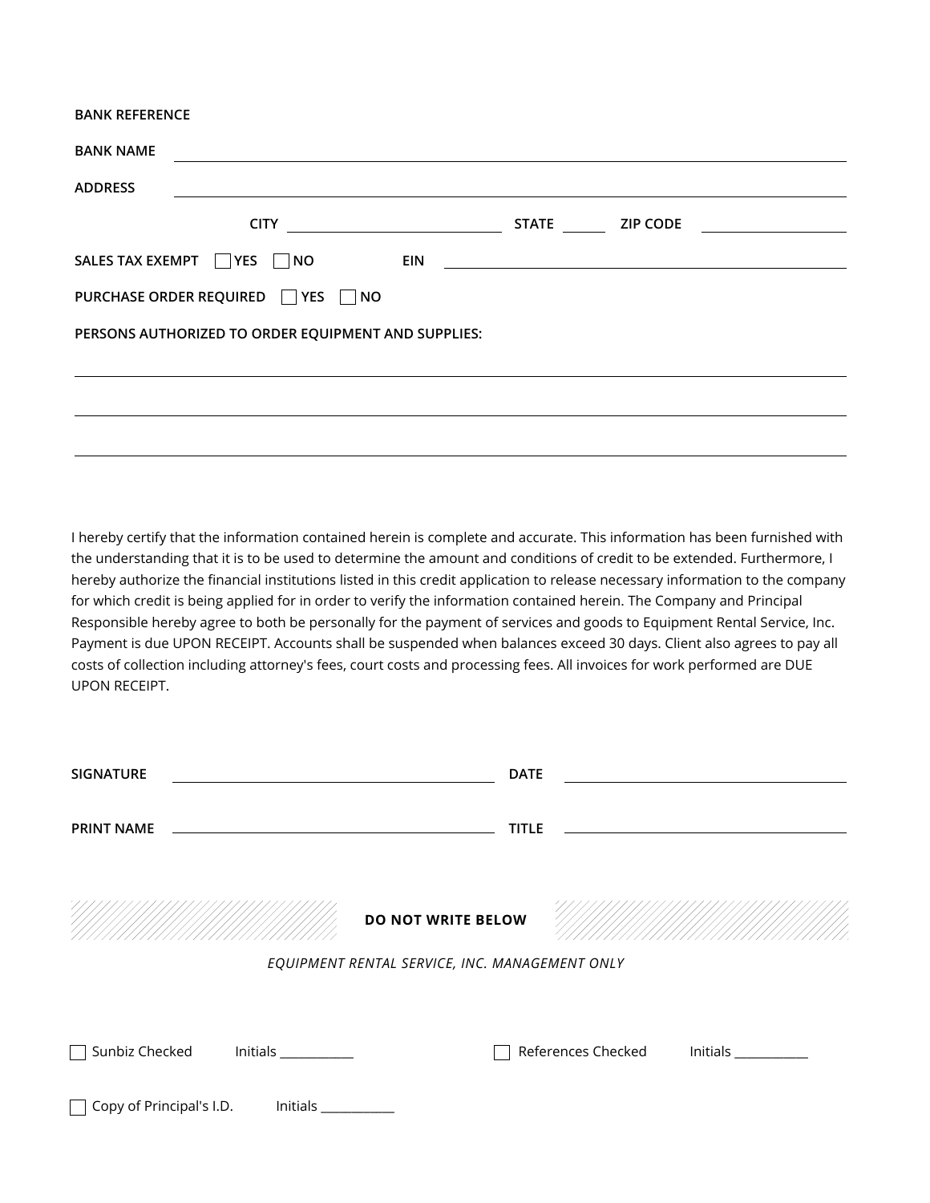**BANK REFERENCE**

**BANK NAME** ______________________________

**ADDRESS** ______________________________

**CITY** ______________ **STATE** ______ **ZIP CODE** ______________

**SALES TAX EXEMPT** ☐ YES ☐ NO **EIN** ______________________________

**PURCHASE ORDER REQUIRED** ☐ YES ☐ NO

**PERSONS AUTHORIZED TO ORDER EQUIPMENT AND SUPPLIES:**

______________________________

______________________________

______________________________

I hereby certify that the information contained herein is complete and accurate. This information has been furnished with the understanding that it is to be used to determine the amount and conditions of credit to be extended. Furthermore, I hereby authorize the financial institutions listed in this credit application to release necessary information to the company for which credit is being applied for in order to verify the information contained herein. The Company and Principal Responsible hereby agree to both be personally for the payment of services and goods to Equipment Rental Service, Inc. Payment is due UPON RECEIPT. Accounts shall be suspended when balances exceed 30 days. Client also agrees to pay all costs of collection including attorney's fees, court costs and processing fees. All invoices for work performed are DUE UPON RECEIPT.

**SIGNATURE** ______________________ **DATE** ______________________

**PRINT NAME** ______________________ **TITLE** ______________________

**DO NOT WRITE BELOW**

*EQUIPMENT RENTAL SERVICE, INC. MANAGEMENT ONLY*

☐ Sunbiz Checked Initials ___________ ☐ References Checked Initials ___________

☐ Copy of Principal's I.D. Initials ___________